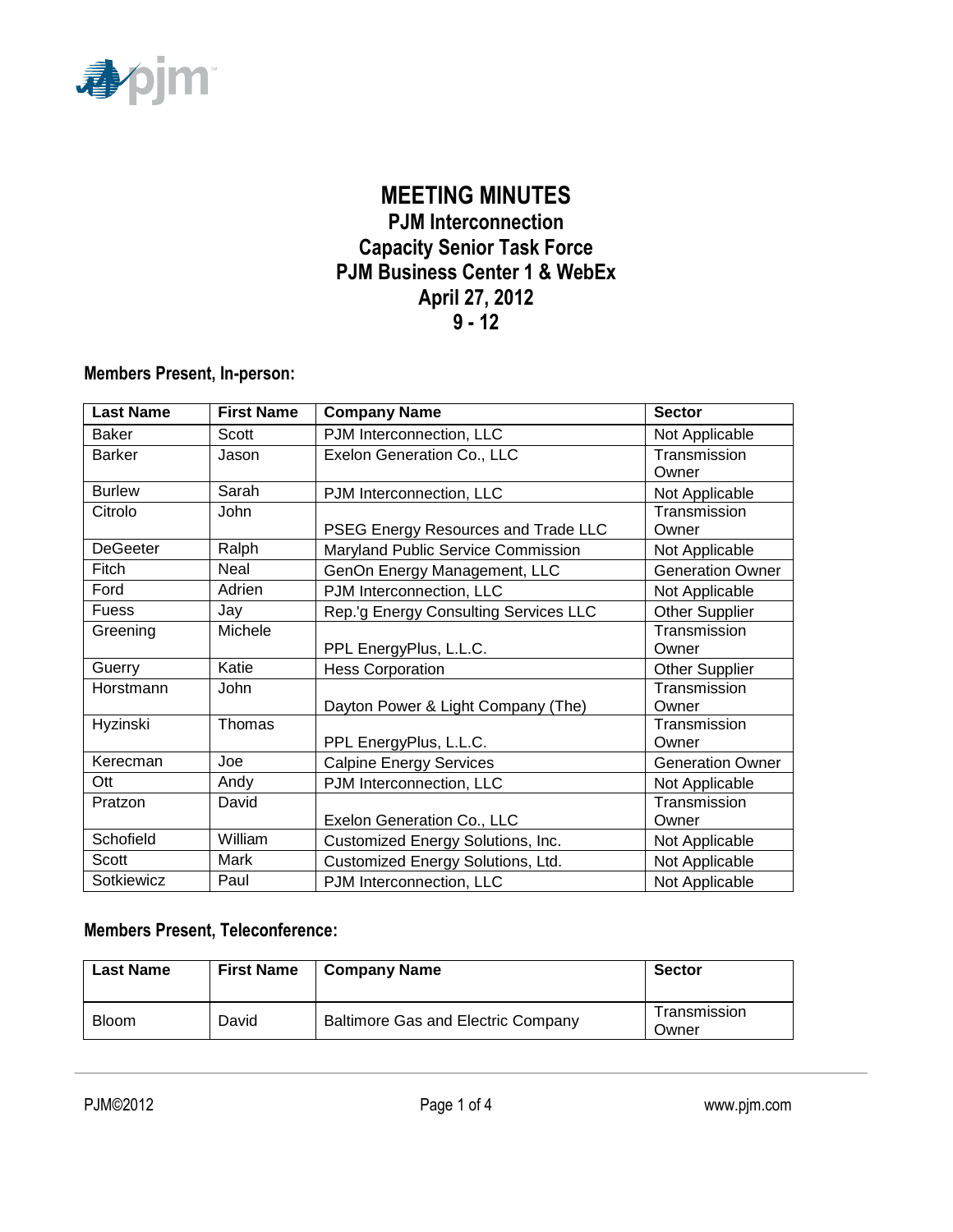# MEETING MINUTES

## PJM Interconnection
## Capacity Senior Task Force
## PJM Business Center 1 & WebEx
## April 27, 2012
## 9 - 12

### Members Present, In-person:

| Last Name | First Name | Company Name | Sector |
|---|---|---|---|
| Baker | Scott | PJM Interconnection, LLC | Not Applicable |
| Barker | Jason | Exelon Generation Co., LLC | Transmission Owner |
| Burlew | Sarah | PJM Interconnection, LLC | Not Applicable |
| Citrolo | John | PSEG Energy Resources and Trade LLC | Transmission Owner |
| DeGeeter | Ralph | Maryland Public Service Commission | Not Applicable |
| Fitch | Neal | GenOn Energy Management, LLC | Generation Owner |
| Ford | Adrien | PJM Interconnection, LLC | Not Applicable |
| Fuess | Jay | Rep.'g Energy Consulting Services LLC | Other Supplier |
| Greening | Michele | PPL EnergyPlus, L.L.C. | Transmission Owner |
| Guerry | Katie | Hess Corporation | Other Supplier |
| Horstmann | John | Dayton Power & Light Company (The) | Transmission Owner |
| Hyzinski | Thomas | PPL EnergyPlus, L.L.C. | Transmission Owner |
| Kerecman | Joe | Calpine Energy Services | Generation Owner |
| Ott | Andy | PJM Interconnection, LLC | Not Applicable |
| Pratzon | David | Exelon Generation Co., LLC | Transmission Owner |
| Schofield | William | Customized Energy Solutions, Inc. | Not Applicable |
| Scott | Mark | Customized Energy Solutions, Ltd. | Not Applicable |
| Sotkiewicz | Paul | PJM Interconnection, LLC | Not Applicable |

### Members Present, Teleconference:

| Last Name | First Name | Company Name | Sector |
|---|---|---|---|
| Bloom | David | Baltimore Gas and Electric Company | Transmission Owner |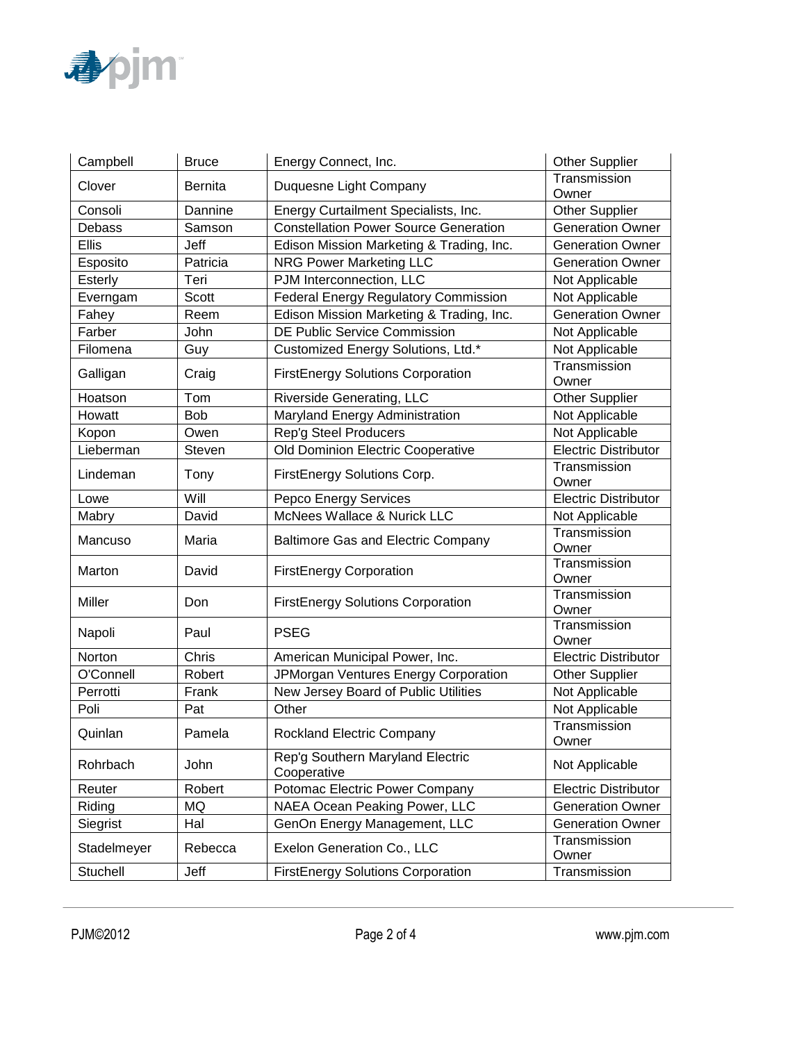| Campbell | Bruce | Energy Connect, Inc. | Other Supplier |
|---|---|---|---|
| Clover | Bernita | Duquesne Light Company | Transmission Owner |
| Consoli | Dannine | Energy Curtailment Specialists, Inc. | Other Supplier |
| Debass | Samson | Constellation Power Source Generation | Generation Owner |
| Ellis | Jeff | Edison Mission Marketing & Trading, Inc. | Generation Owner |
| Esposito | Patricia | NRG Power Marketing LLC | Generation Owner |
| Esterly | Teri | PJM Interconnection, LLC | Not Applicable |
| Everngam | Scott | Federal Energy Regulatory Commission | Not Applicable |
| Fahey | Reem | Edison Mission Marketing & Trading, Inc. | Generation Owner |
| Farber | John | DE Public Service Commission | Not Applicable |
| Filomena | Guy | Customized Energy Solutions, Ltd.* | Not Applicable |
| Galligan | Craig | FirstEnergy Solutions Corporation | Transmission Owner |
| Hoatson | Tom | Riverside Generating, LLC | Other Supplier |
| Howatt | Bob | Maryland Energy Administration | Not Applicable |
| Kopon | Owen | Rep'g Steel Producers | Not Applicable |
| Lieberman | Steven | Old Dominion Electric Cooperative | Electric Distributor |
| Lindeman | Tony | FirstEnergy Solutions Corp. | Transmission Owner |
| Lowe | Will | Pepco Energy Services | Electric Distributor |
| Mabry | David | McNees Wallace & Nurick LLC | Not Applicable |
| Mancuso | Maria | Baltimore Gas and Electric Company | Transmission Owner |
| Marton | David | FirstEnergy Corporation | Transmission Owner |
| Miller | Don | FirstEnergy Solutions Corporation | Transmission Owner |
| Napoli | Paul | PSEG | Transmission Owner |
| Norton | Chris | American Municipal Power, Inc. | Electric Distributor |
| O'Connell | Robert | JPMorgan Ventures Energy Corporation | Other Supplier |
| Perrotti | Frank | New Jersey Board of Public Utilities | Not Applicable |
| Poli | Pat | Other | Not Applicable |
| Quinlan | Pamela | Rockland Electric Company | Transmission Owner |
| Rohrbach | John | Rep'g Southern Maryland Electric Cooperative | Not Applicable |
| Reuter | Robert | Potomac Electric Power Company | Electric Distributor |
| Riding | MQ | NAEA Ocean Peaking Power, LLC | Generation Owner |
| Siegrist | Hal | GenOn Energy Management, LLC | Generation Owner |
| Stadelmeyer | Rebecca | Exelon Generation Co., LLC | Transmission Owner |
| Stuchell | Jeff | FirstEnergy Solutions Corporation | Transmission |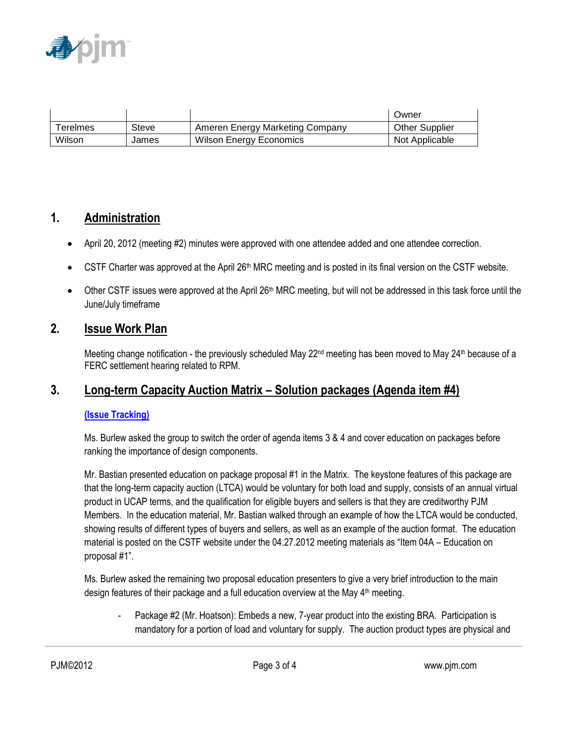|  |  |  | Owner |
|---|---|---|---|
| Terelmes | Steve | Ameren Energy Marketing Company | Other Supplier |
| Wilson | James | Wilson Energy Economics | Not Applicable |

## 1. Administration

- April 20, 2012 (meeting #2) minutes were approved with one attendee added and one attendee correction.
- CSTF Charter was approved at the April 26th MRC meeting and is posted in its final version on the CSTF website.
- Other CSTF issues were approved at the April 26th MRC meeting, but will not be addressed in this task force until the June/July timeframe

## 2. Issue Work Plan

Meeting change notification - the previously scheduled May 22nd meeting has been moved to May 24th because of a FERC settlement hearing related to RPM.

## 3. Long-term Capacity Auction Matrix – Solution packages (Agenda item #4)

**(Issue Tracking)**

Ms. Burlew asked the group to switch the order of agenda items 3 & 4 and cover education on packages before ranking the importance of design components.

Mr. Bastian presented education on package proposal #1 in the Matrix. The keystone features of this package are that the long-term capacity auction (LTCA) would be voluntary for both load and supply, consists of an annual virtual product in UCAP terms, and the qualification for eligible buyers and sellers is that they are creditworthy PJM Members. In the education material, Mr. Bastian walked through an example of how the LTCA would be conducted, showing results of different types of buyers and sellers, as well as an example of the auction format. The education material is posted on the CSTF website under the 04.27.2012 meeting materials as "Item 04A – Education on proposal #1".

Ms. Burlew asked the remaining two proposal education presenters to give a very brief introduction to the main design features of their package and a full education overview at the May 4th meeting.

- Package #2 (Mr. Hoatson): Embeds a new, 7-year product into the existing BRA. Participation is mandatory for a portion of load and voluntary for supply. The auction product types are physical and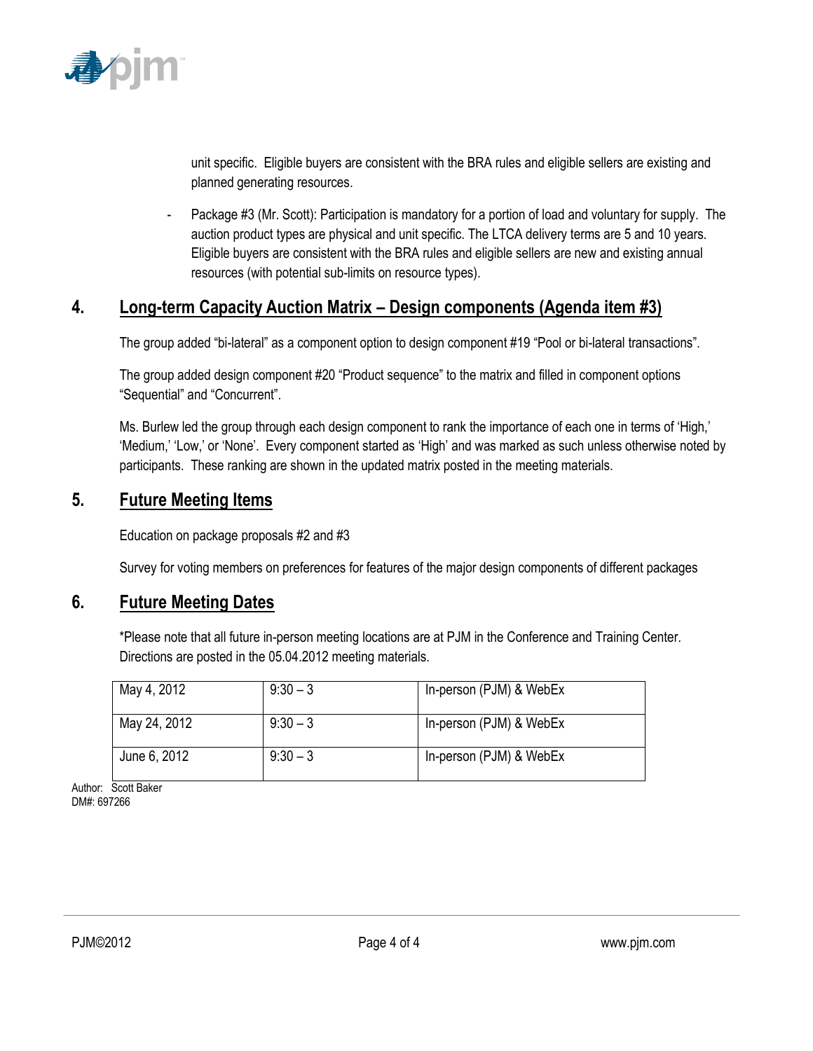unit specific. Eligible buyers are consistent with the BRA rules and eligible sellers are existing and planned generating resources.

- Package #3 (Mr. Scott): Participation is mandatory for a portion of load and voluntary for supply. The auction product types are physical and unit specific. The LTCA delivery terms are 5 and 10 years. Eligible buyers are consistent with the BRA rules and eligible sellers are new and existing annual resources (with potential sub-limits on resource types).

## 4. Long-term Capacity Auction Matrix – Design components (Agenda item #3)

The group added "bi-lateral" as a component option to design component #19 "Pool or bi-lateral transactions".

The group added design component #20 "Product sequence" to the matrix and filled in component options "Sequential" and "Concurrent".

Ms. Burlew led the group through each design component to rank the importance of each one in terms of 'High,' 'Medium,' 'Low,' or 'None'. Every component started as 'High' and was marked as such unless otherwise noted by participants. These ranking are shown in the updated matrix posted in the meeting materials.

## 5. Future Meeting Items

Education on package proposals #2 and #3

Survey for voting members on preferences for features of the major design components of different packages

## 6. Future Meeting Dates

*Please note that all future in-person meeting locations are at PJM in the Conference and Training Center. Directions are posted in the 05.04.2012 meeting materials.

| | | |
|---|---|---|
| May 4, 2012 | 9:30 – 3 | In-person (PJM) & WebEx |
| May 24, 2012 | 9:30 – 3 | In-person (PJM) & WebEx |
| June 6, 2012 | 9:30 – 3 | In-person (PJM) & WebEx |

Author: Scott Baker
DM#: 697266